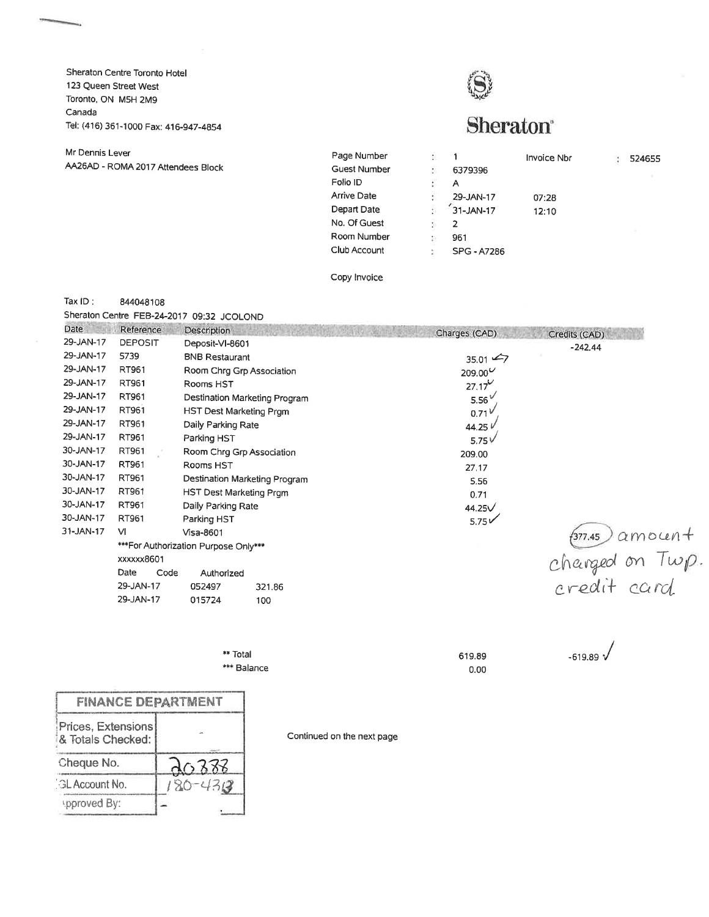Sheraton Centre Toronto Hotel
123 Queen Street West
Toronto, ON M5H 2M9
Canada
Tel: (416) 361-1000 Fax: 416-947-4854

**Sheraton**

Mr Dennis Lever
AA26AD - ROMA 2017 Attendees Block

| | | | | |
|---|---|---|---|---|
| Page Number | : | 1 | Invoice Nbr | : 524655 |
| Guest Number | : | 6379396 | | |
| Folio ID | : | A | | |
| Arrive Date | : | 29-JAN-17 | 07:28 | |
| Depart Date | : | 31-JAN-17 | 12:10 | |
| No. Of Guest | : | 2 | | |
| Room Number | : | 961 | | |
| Club Account | : | SPG - A7286 | | |

Copy Invoice

Tax ID : 844048108

Sheraton Centre FEB-24-2017 09:32 JCOLOND

| Date | Reference | Description | Charges (CAD) | Credits (CAD) |
|---|---|---|---|---|
| 29-JAN-17 | DEPOSIT | Deposit-VI-8601 | | -242.44 |
| 29-JAN-17 | 5739 | BNB Restaurant | 35.01 | |
| 29-JAN-17 | RT961 | Room Chrg Grp Association | 209.00 | |
| 29-JAN-17 | RT961 | Rooms HST | 27.17 | |
| 29-JAN-17 | RT961 | Destination Marketing Program | 5.56 | |
| 29-JAN-17 | RT961 | HST Dest Marketing Prgm | 0.71 | |
| 29-JAN-17 | RT961 | Daily Parking Rate | 44.25 | |
| 29-JAN-17 | RT961 | Parking HST | 5.75 | |
| 30-JAN-17 | RT961 | Room Chrg Grp Association | 209.00 | |
| 30-JAN-17 | RT961 | Rooms HST | 27.17 | |
| 30-JAN-17 | RT961 | Destination Marketing Program | 5.56 | |
| 30-JAN-17 | RT961 | HST Dest Marketing Prgm | 0.71 | |
| 30-JAN-17 | RT961 | Daily Parking Rate | 44.25 | |
| 30-JAN-17 | RT961 | Parking HST | 5.75 | |
| 31-JAN-17 | VI | Visa-8601 | | -377.45 |
| | | ***For Authorization Purpose Only*** | | |
| | | xxxxxx8601 | | |
| | | Date Code Authorized | | |
| | | 29-JAN-17 052497 321.86 | | |
| | | 29-JAN-17 015724 100 | | |
| | | ** Total | 619.89 | -619.89 |
| | | *** Balance | 0.00 | |

amount charged on Twp. credit card

| FINANCE DEPARTMENT | |
|---|---|
| Prices, Extensions & Totals Checked: | - |
| Cheque No. | 20388 |
| GL Account No. | 180-4313 |
| Approved By: | - |

Continued on the next page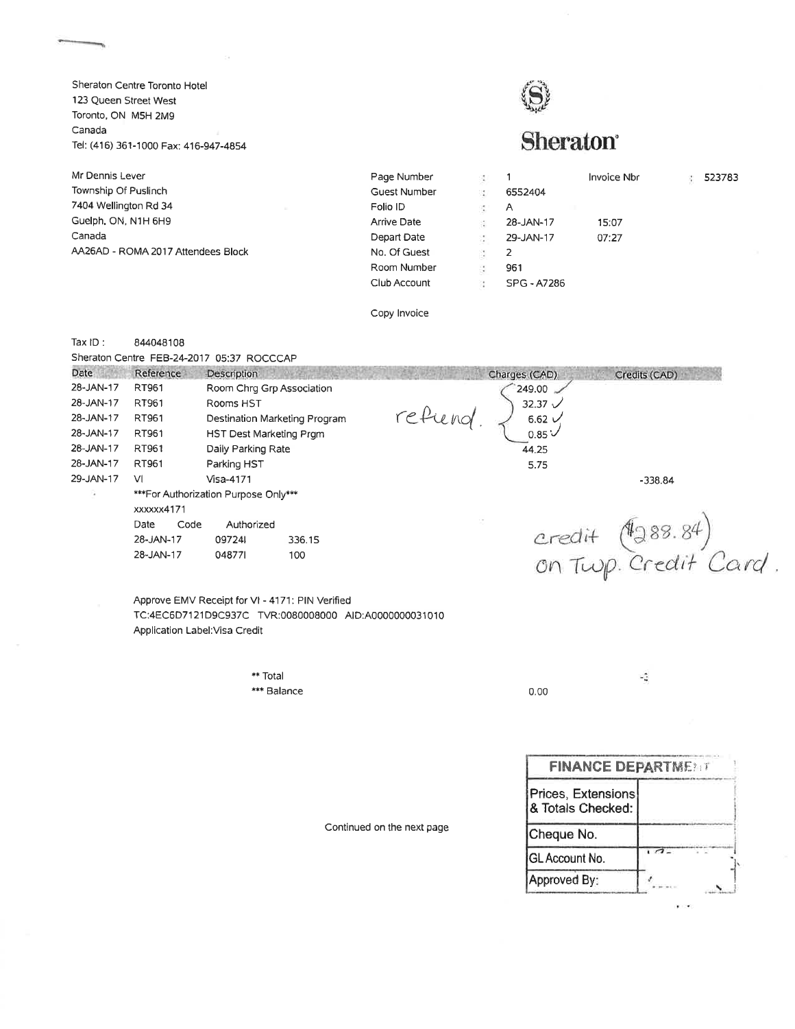Sheraton Centre Toronto Hotel
123 Queen Street West
Toronto, ON M5H 2M9
Canada
Tel: (416) 361-1000 Fax: 416-947-4854

**Sheraton**

Mr Dennis Lever
Township Of Puslinch
7404 Wellington Rd 34
Guelph, ON, N1H 6H9
Canada
AA26AD - ROMA 2017 Attendees Block

| | | | | |
|---|---|---|---|---|
| Page Number | : | 1 | Invoice Nbr | : 523783 |
| Guest Number | : | 6552404 | | |
| Folio ID | : | A | | |
| Arrive Date | : | 28-JAN-17 | 15:07 | |
| Depart Date | : | 29-JAN-17 | 07:27 | |
| No. Of Guest | : | 2 | | |
| Room Number | : | 961 | | |
| Club Account | : | SPG - A7286 | | |

Copy Invoice

Tax ID : 844048108

Sheraton Centre FEB-24-2017 05:37 ROCCCAP

| Date | Reference | Description | Charges (CAD) | Credits (CAD) |
|---|---|---|---|---|
| 28-JAN-17 | RT961 | Room Chrg Grp Association | 249.00 ✓ | |
| 28-JAN-17 | RT961 | Rooms HST | 32.37 ✓ | |
| 28-JAN-17 | RT961 | Destination Marketing Program | 6.62 ✓ | |
| 28-JAN-17 | RT961 | HST Dest Marketing Prgm | 0.85 ✓ | |
| 28-JAN-17 | RT961 | Daily Parking Rate | 44.25 | |
| 28-JAN-17 | RT961 | Parking HST | 5.75 | |
| 29-JAN-17 | VI | Visa-4171 | | -338.84 |

*(handwritten, bracketing the first four charges: refund.)*

***For Authorization Purpose Only***
xxxxxx4171

| Date | Code | Authorized |
|---|---|---|
| 28-JAN-17 | 09724I | 336.15 |
| 28-JAN-17 | 04877I | 100 |

*(handwritten: credit ($288.84) on Twp. Credit Card.)*

Approve EMV Receipt for VI - 4171: PIN Verified
TC:4EC6D7121D9C937C TVR:0080008000 AID:A0000000031010
Application Label:Visa Credit

** Total
*** Balance 0.00

Continued on the next page

| FINANCE DEPARTMENT | |
|---|---|
| Prices, Extensions & Totals Checked: | |
| Cheque No. | |
| GL Account No. | |
| Approved By: | |